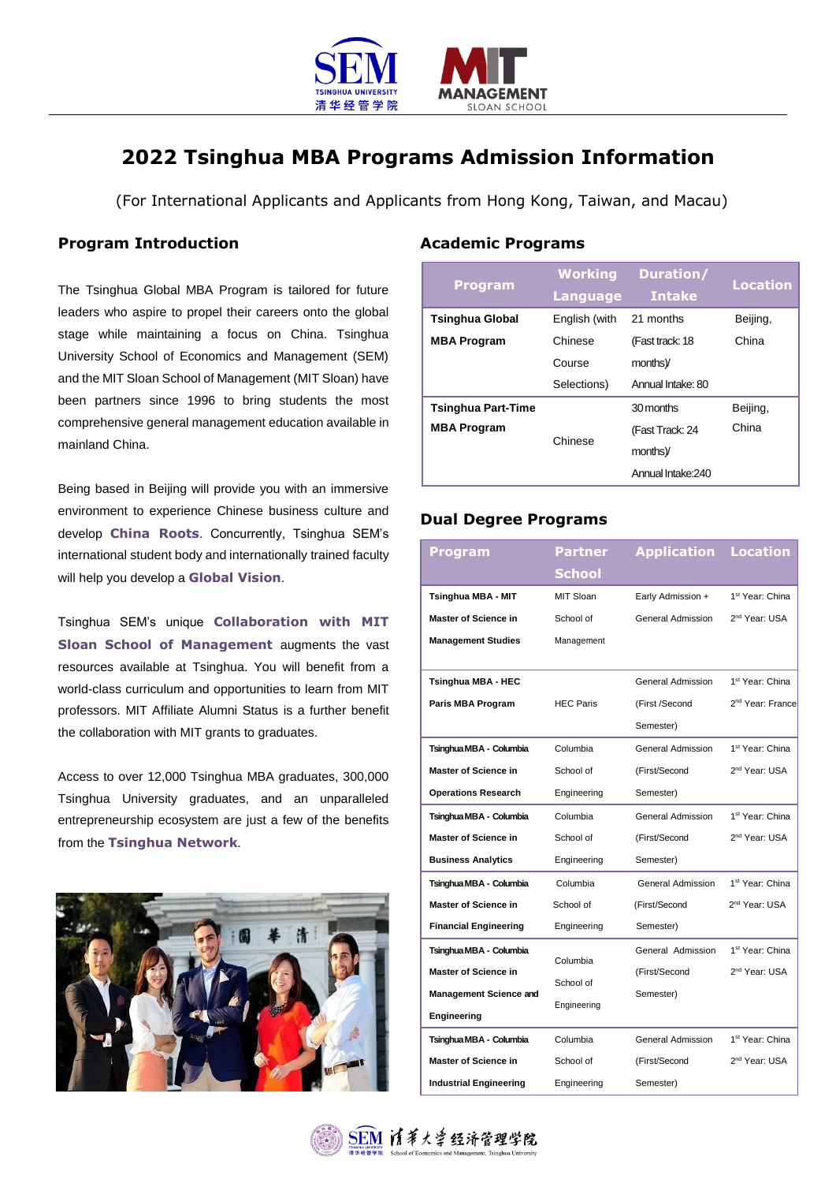# 2022 Tsinghua MBA Programs Admission Information

(For International Applicants and Applicants from Hong Kong, Taiwan, and Macau)

## Program Introduction

The Tsinghua Global MBA Program is tailored for future leaders who aspire to propel their careers onto the global stage while maintaining a focus on China. Tsinghua University School of Economics and Management (SEM) and the MIT Sloan School of Management (MIT Sloan) have been partners since 1996 to bring students the most comprehensive general management education available in mainland China.

Being based in Beijing will provide you with an immersive environment to experience Chinese business culture and develop **China Roots**. Concurrently, Tsinghua SEM's international student body and internationally trained faculty will help you develop a **Global Vision**.

Tsinghua SEM's unique **Collaboration with MIT Sloan School of Management** augments the vast resources available at Tsinghua. You will benefit from a world-class curriculum and opportunities to learn from MIT professors. MIT Affiliate Alumni Status is a further benefit the collaboration with MIT grants to graduates.

Access to over 12,000 Tsinghua MBA graduates, 300,000 Tsinghua University graduates, and an unparalleled entrepreneurship ecosystem are just a few of the benefits from the **Tsinghua Network**.

## Academic Programs

| Program | Working Language | Duration/ Intake | Location |
|---|---|---|---|
| **Tsinghua Global MBA Program** | English (with Chinese Course Selections) | 21 months (Fast track: 18 months)/ Annual Intake: 80 | Beijing, China |
| **Tsinghua Part-Time MBA Program** | Chinese | 30 months (Fast Track: 24 months)/ Annual Intake:240 | Beijing, China |

## Dual Degree Programs

| Program | Partner School | Application | Location |
|---|---|---|---|
| **Tsinghua MBA - MIT Master of Science in Management Studies** | MIT Sloan School of Management | Early Admission + General Admission | 1st Year: China<br>2nd Year: USA |
| **Tsinghua MBA - HEC Paris MBA Program** | HEC Paris | General Admission (First /Second Semester) | 1st Year: China<br>2nd Year: France |
| **Tsinghua MBA - Columbia Master of Science in Operations Research** | Columbia School of Engineering | General Admission (First/Second Semester) | 1st Year: China<br>2nd Year: USA |
| **Tsinghua MBA - Columbia Master of Science in Business Analytics** | Columbia School of Engineering | General Admission (First/Second Semester) | 1st Year: China<br>2nd Year: USA |
| **Tsinghua MBA - Columbia Master of Science in Financial Engineering** | Columbia School of Engineering | General Admission (First/Second Semester) | 1st Year: China<br>2nd Year: USA |
| **Tsinghua MBA - Columbia Master of Science in Management Science and Engineering** | Columbia School of Engineering | General Admission (First/Second Semester) | 1st Year: China<br>2nd Year: USA |
| **Tsinghua MBA - Columbia Master of Science in Industrial Engineering** | Columbia School of Engineering | General Admission (First/Second Semester) | 1st Year: China<br>2nd Year: USA |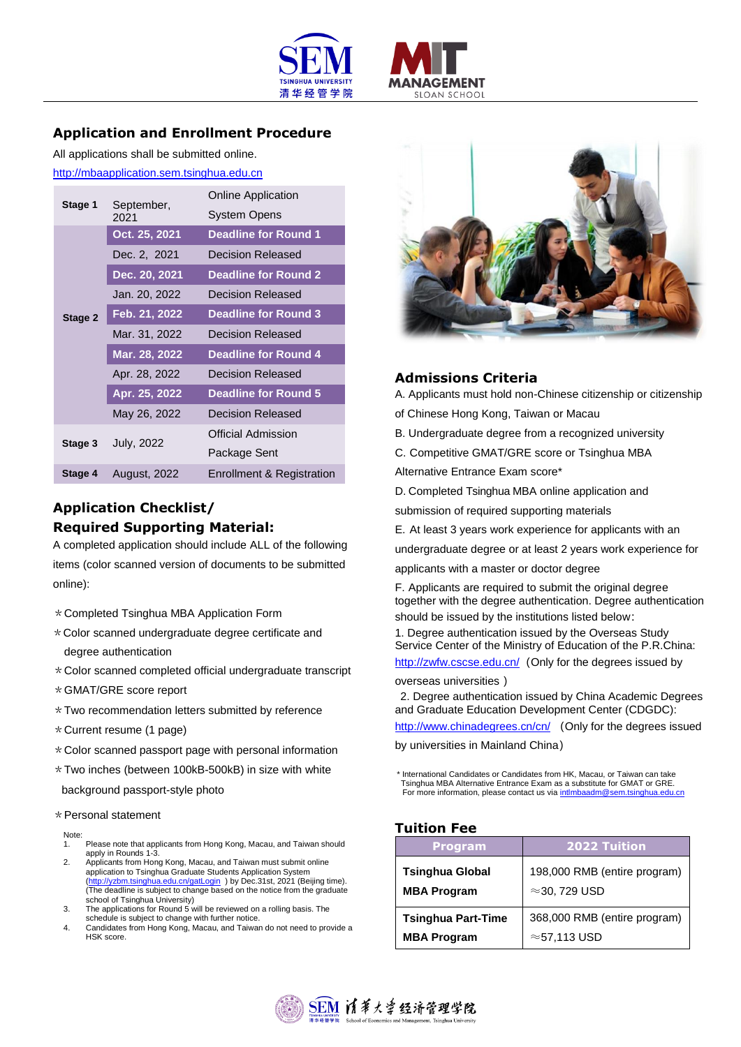## Application and Enrollment Procedure

All applications shall be submitted online.

http://mbaapplication.sem.tsinghua.edu.cn

| Stage | Date | Event |
|---|---|---|
| Stage 1 | September, 2021 | Online Application System Opens |
| Stage 2 | **Oct. 25, 2021** | **Deadline for Round 1** |
| | Dec. 2, 2021 | Decision Released |
| | **Dec. 20, 2021** | **Deadline for Round 2** |
| | Jan. 20, 2022 | Decision Released |
| | **Feb. 21, 2022** | **Deadline for Round 3** |
| | Mar. 31, 2022 | Decision Released |
| | **Mar. 28, 2022** | **Deadline for Round 4** |
| | Apr. 28, 2022 | Decision Released |
| | **Apr. 25, 2022** | **Deadline for Round 5** |
| | May 26, 2022 | Decision Released |
| Stage 3 | July, 2022 | Official Admission Package Sent |
| Stage 4 | August, 2022 | Enrollment & Registration |

## Application Checklist/ Required Supporting Material:

A completed application should include ALL of the following items (color scanned version of documents to be submitted online):

*Completed Tsinghua MBA Application Form
*Color scanned undergraduate degree certificate and degree authentication
*Color scanned completed official undergraduate transcript
*GMAT/GRE score report
*Two recommendation letters submitted by reference
*Current resume (1 page)
*Color scanned passport page with personal information
*Two inches (between 100kB-500kB) in size with white background passport-style photo
*Personal statement

Note:
1. Please note that applicants from Hong Kong, Macau, and Taiwan should apply in Rounds 1-3.
2. Applicants from Hong Kong, Macau, and Taiwan must submit online application to Tsinghua Graduate Students Application System (http://yzbm.tsinghua.edu.cn/gatLogin ) by Dec.31st, 2021 (Beijing time). (The deadline is subject to change based on the notice from the graduate school of Tsinghua University)
3. The applications for Round 5 will be reviewed on a rolling basis. The schedule is subject to change with further notice.
4. Candidates from Hong Kong, Macau, and Taiwan do not need to provide a HSK score.

## Admissions Criteria

A. Applicants must hold non-Chinese citizenship or citizenship of Chinese Hong Kong, Taiwan or Macau

B. Undergraduate degree from a recognized university

C. Competitive GMAT/GRE score or Tsinghua MBA Alternative Entrance Exam score*

D. Completed Tsinghua MBA online application and submission of required supporting materials

E. At least 3 years work experience for applicants with an undergraduate degree or at least 2 years work experience for applicants with a master or doctor degree

F. Applicants are required to submit the original degree together with the degree authentication. Degree authentication should be issued by the institutions listed below:

1. Degree authentication issued by the Overseas Study Service Center of the Ministry of Education of the P.R.China: http://zwfw.cscse.edu.cn/ (Only for the degrees issued by overseas universities)

2. Degree authentication issued by China Academic Degrees and Graduate Education Development Center (CDGDC): http://www.chinadegrees.cn/cn/ (Only for the degrees issued by universities in Mainland China)

* International Candidates or Candidates from HK, Macau, or Taiwan can take Tsinghua MBA Alternative Entrance Exam as a substitute for GMAT or GRE. For more information, please contact us via intlmbaadm@sem.tsinghua.edu.cn

## Tuition Fee

| Program | 2022 Tuition |
|---|---|
| **Tsinghua Global MBA Program** | 198,000 RMB (entire program) ≈30, 729 USD |
| **Tsinghua Part-Time MBA Program** | 368,000 RMB (entire program) ≈57,113 USD |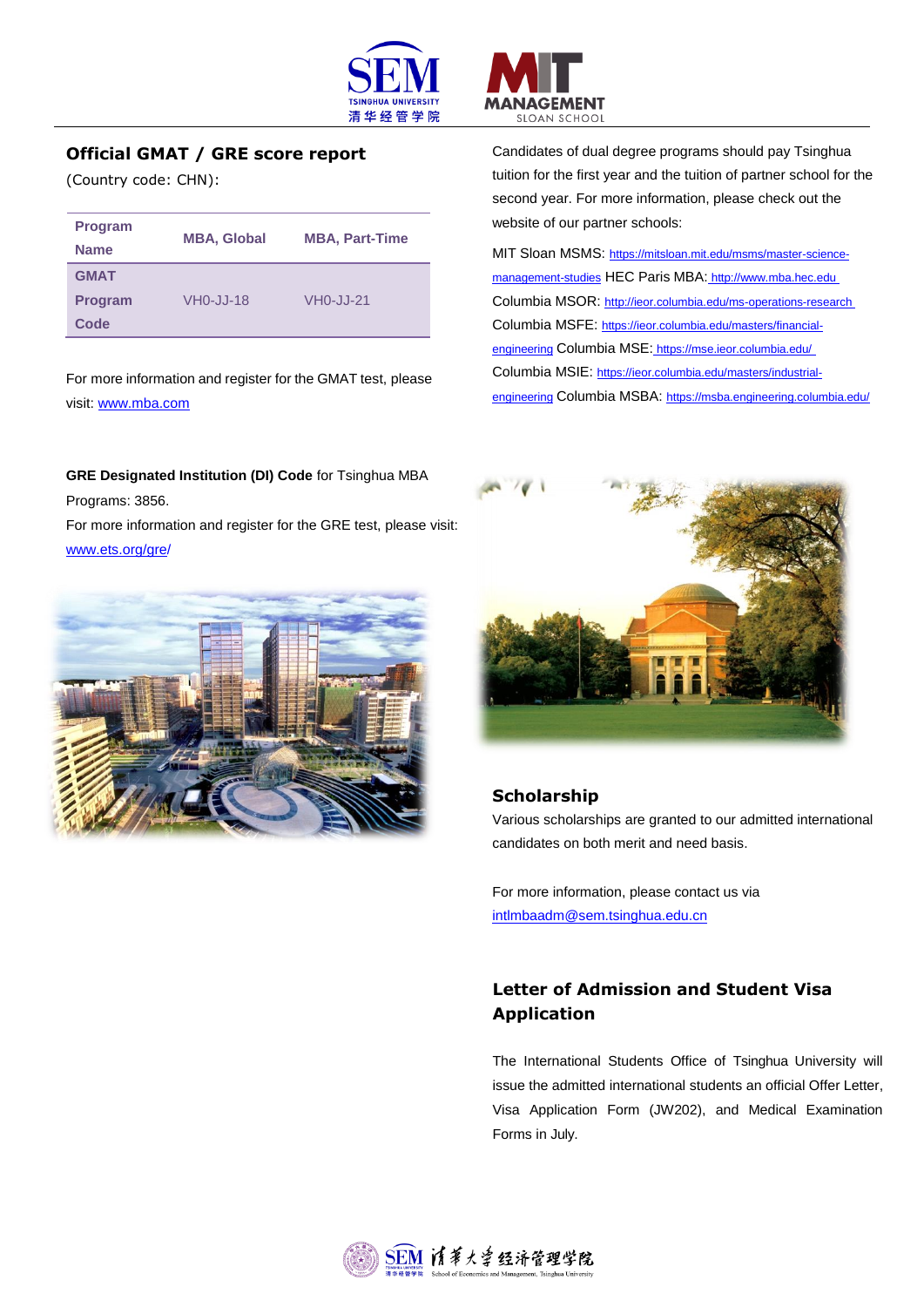## Official GMAT / GRE score report

(Country code: CHN):

| Program Name | MBA, Global | MBA, Part-Time |
|---|---|---|
| GMAT Program Code | VH0-JJ-18 | VH0-JJ-21 |

For more information and register for the GMAT test, please visit: www.mba.com

**GRE Designated Institution (DI) Code** for Tsinghua MBA Programs: 3856.

For more information and register for the GRE test, please visit: www.ets.org/gre/

Candidates of dual degree programs should pay Tsinghua tuition for the first year and the tuition of partner school for the second year. For more information, please check out the website of our partner schools:

MIT Sloan MSMS: https://mitsloan.mit.edu/msms/master-science-management-studies HEC Paris MBA: http://www.mba.hec.edu Columbia MSOR: http://ieor.columbia.edu/ms-operations-research Columbia MSFE: https://ieor.columbia.edu/masters/financial-engineering Columbia MSE: https://mse.ieor.columbia.edu/ Columbia MSIE: https://ieor.columbia.edu/masters/industrial-engineering Columbia MSBA: https://msba.engineering.columbia.edu/

## Scholarship

Various scholarships are granted to our admitted international candidates on both merit and need basis.

For more information, please contact us via intlmbaadm@sem.tsinghua.edu.cn

## Letter of Admission and Student Visa Application

The International Students Office of Tsinghua University will issue the admitted international students an official Offer Letter, Visa Application Form (JW202), and Medical Examination Forms in July.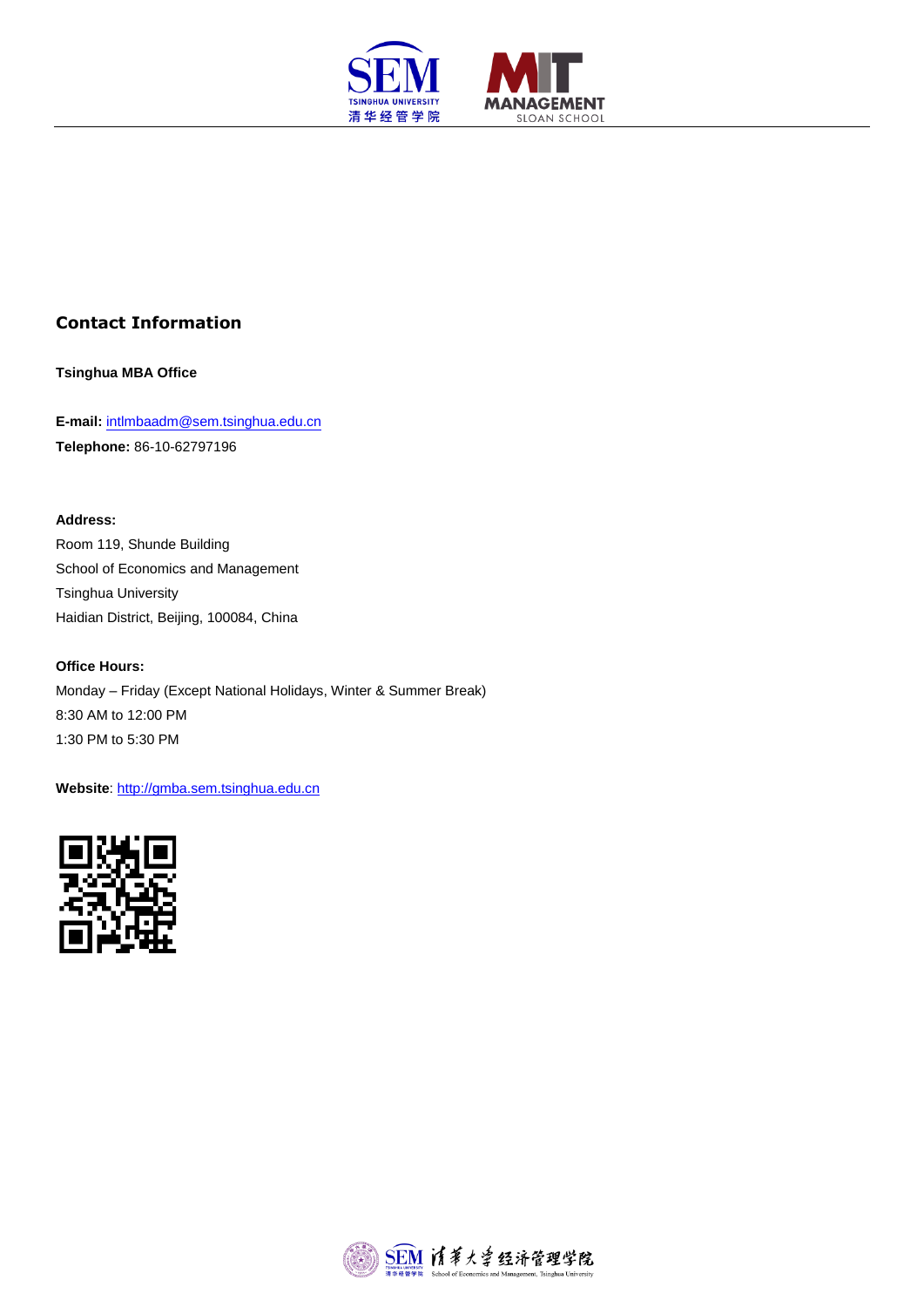## Contact Information

**Tsinghua MBA Office**

**E-mail:** intlmbaadm@sem.tsinghua.edu.cn
**Telephone:** 86-10-62797196

**Address:**
Room 119, Shunde Building
School of Economics and Management
Tsinghua University
Haidian District, Beijing, 100084, China

**Office Hours:**
Monday – Friday (Except National Holidays, Winter & Summer Break)
8:30 AM to 12:00 PM
1:30 PM to 5:30 PM

**Website**: http://gmba.sem.tsinghua.edu.cn